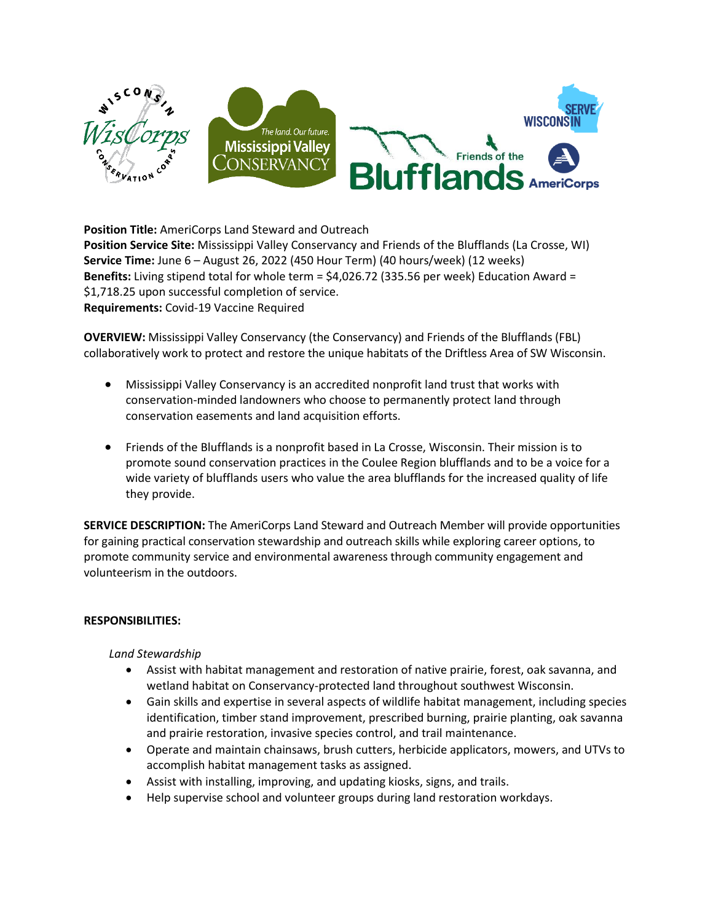**Position Title:** AmeriCorps Land Steward and Outreach
**Position Service Site:** Mississippi Valley Conservancy and Friends of the Blufflands (La Crosse, WI)
**Service Time:** June 6 – August 26, 2022 (450 Hour Term) (40 hours/week) (12 weeks)
**Benefits:** Living stipend total for whole term = $4,026.72 (335.56 per week) Education Award = $1,718.25 upon successful completion of service.
**Requirements:** Covid-19 Vaccine Required

**OVERVIEW:** Mississippi Valley Conservancy (the Conservancy) and Friends of the Blufflands (FBL) collaboratively work to protect and restore the unique habitats of the Driftless Area of SW Wisconsin.

- Mississippi Valley Conservancy is an accredited nonprofit land trust that works with conservation-minded landowners who choose to permanently protect land through conservation easements and land acquisition efforts.
- Friends of the Blufflands is a nonprofit based in La Crosse, Wisconsin. Their mission is to promote sound conservation practices in the Coulee Region blufflands and to be a voice for a wide variety of blufflands users who value the area blufflands for the increased quality of life they provide.

**SERVICE DESCRIPTION:** The AmeriCorps Land Steward and Outreach Member will provide opportunities for gaining practical conservation stewardship and outreach skills while exploring career options, to promote community service and environmental awareness through community engagement and volunteerism in the outdoors.

**RESPONSIBILITIES:**

*Land Stewardship*

- Assist with habitat management and restoration of native prairie, forest, oak savanna, and wetland habitat on Conservancy-protected land throughout southwest Wisconsin.
- Gain skills and expertise in several aspects of wildlife habitat management, including species identification, timber stand improvement, prescribed burning, prairie planting, oak savanna and prairie restoration, invasive species control, and trail maintenance.
- Operate and maintain chainsaws, brush cutters, herbicide applicators, mowers, and UTVs to accomplish habitat management tasks as assigned.
- Assist with installing, improving, and updating kiosks, signs, and trails.
- Help supervise school and volunteer groups during land restoration workdays.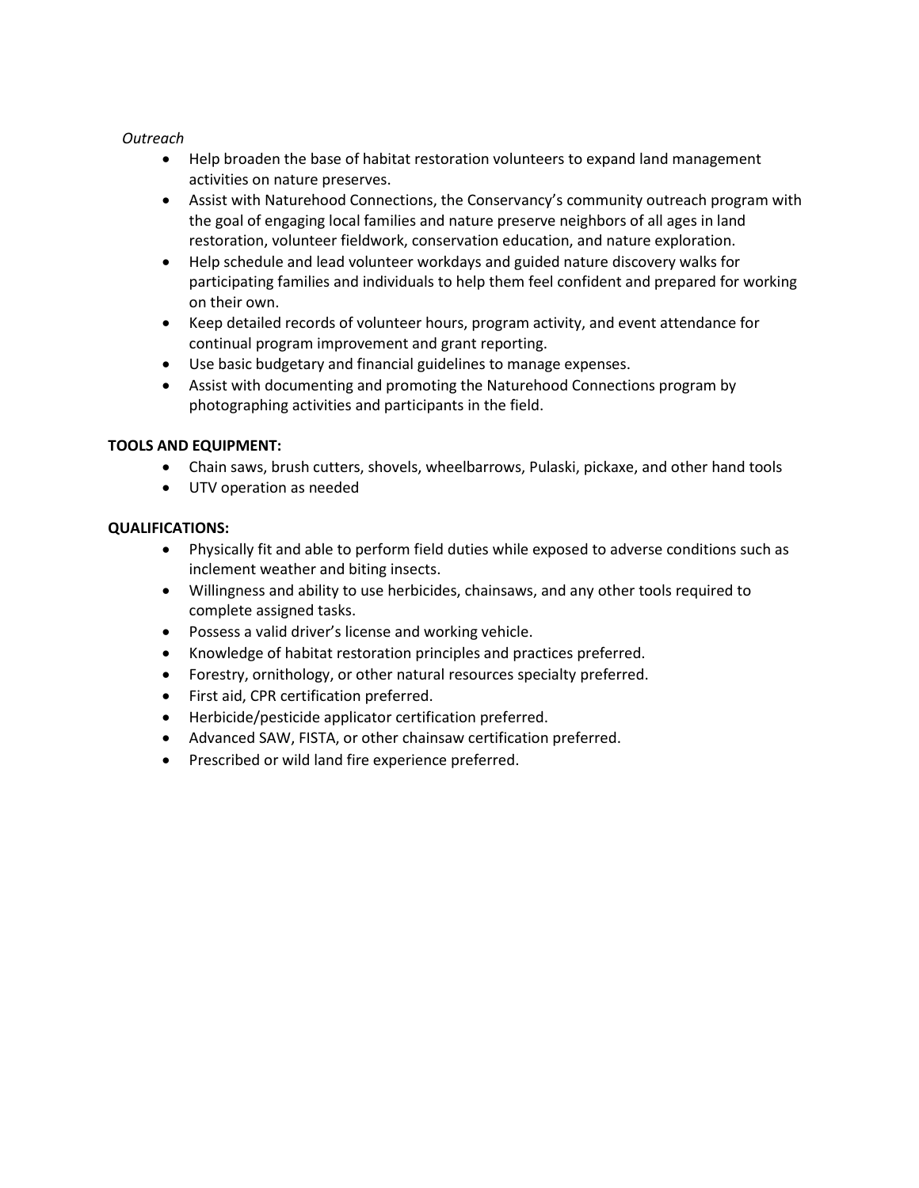*Outreach*

- Help broaden the base of habitat restoration volunteers to expand land management activities on nature preserves.
- Assist with Naturehood Connections, the Conservancy's community outreach program with the goal of engaging local families and nature preserve neighbors of all ages in land restoration, volunteer fieldwork, conservation education, and nature exploration.
- Help schedule and lead volunteer workdays and guided nature discovery walks for participating families and individuals to help them feel confident and prepared for working on their own.
- Keep detailed records of volunteer hours, program activity, and event attendance for continual program improvement and grant reporting.
- Use basic budgetary and financial guidelines to manage expenses.
- Assist with documenting and promoting the Naturehood Connections program by photographing activities and participants in the field.

**TOOLS AND EQUIPMENT:**

- Chain saws, brush cutters, shovels, wheelbarrows, Pulaski, pickaxe, and other hand tools
- UTV operation as needed

**QUALIFICATIONS:**

- Physically fit and able to perform field duties while exposed to adverse conditions such as inclement weather and biting insects.
- Willingness and ability to use herbicides, chainsaws, and any other tools required to complete assigned tasks.
- Possess a valid driver's license and working vehicle.
- Knowledge of habitat restoration principles and practices preferred.
- Forestry, ornithology, or other natural resources specialty preferred.
- First aid, CPR certification preferred.
- Herbicide/pesticide applicator certification preferred.
- Advanced SAW, FISTA, or other chainsaw certification preferred.
- Prescribed or wild land fire experience preferred.